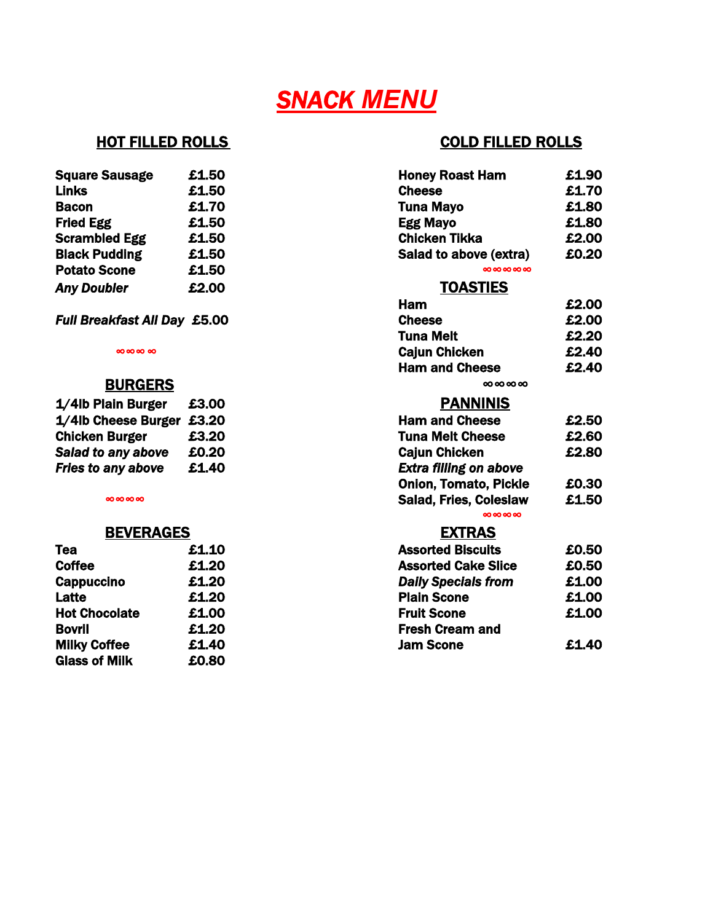# *SNACK MENU*

## HOT FILLED ROLLS

| | |
|---|---|
| **Square Sausage** | **£1.50** |
| **Links** | **£1.50** |
| **Bacon** | **£1.70** |
| **Fried Egg** | **£1.50** |
| **Scrambled Egg** | **£1.50** |
| **Black Pudding** | **£1.50** |
| **Potato Scone** | **£1.50** |
| ***Any Doubler*** | **£2.00** |

***Full Breakfast All Day*** **£5.00**

∞∞∞ ∞

## BURGERS

| | |
|---|---|
| **1/4lb Plain Burger** | **£3.00** |
| **1/4lb Cheese Burger** | **£3.20** |
| **Chicken Burger** | **£3.20** |
| ***Salad to any above*** | **£0.20** |
| ***Fries to any above*** | **£1.40** |

∞∞∞∞

## BEVERAGES

| | |
|---|---|
| **Tea** | **£1.10** |
| **Coffee** | **£1.20** |
| **Cappuccino** | **£1.20** |
| **Latte** | **£1.20** |
| **Hot Chocolate** | **£1.00** |
| **Bovril** | **£1.20** |
| **Milky Coffee** | **£1.40** |
| **Glass of Milk** | **£0.80** |

## COLD FILLED ROLLS

| | |
|---|---|
| **Honey Roast Ham** | **£1.90** |
| **Cheese** | **£1.70** |
| **Tuna Mayo** | **£1.80** |
| **Egg Mayo** | **£1.80** |
| **Chicken Tikka** | **£2.00** |
| **Salad to above (extra)** | **£0.20** |

∞∞∞∞∞

## TOASTIES

| | |
|---|---|
| **Ham** | **£2.00** |
| **Cheese** | **£2.00** |
| **Tuna Melt** | **£2.20** |
| **Cajun Chicken** | **£2.40** |
| **Ham and Cheese** | **£2.40** |

∞∞∞∞

## PANNINIS

| | |
|---|---|
| **Ham and Cheese** | **£2.50** |
| **Tuna Melt Cheese** | **£2.60** |
| **Cajun Chicken** | **£2.80** |
| ***Extra filling on above*** | |
| **Onion, Tomato, Pickle** | **£0.30** |
| **Salad, Fries, Coleslaw** | **£1.50** |

∞∞∞∞

## EXTRAS

| | |
|---|---|
| **Assorted Biscuits** | **£0.50** |
| **Assorted Cake Slice** | **£0.50** |
| ***Daily Specials from*** | **£1.00** |
| **Plain Scone** | **£1.00** |
| **Fruit Scone** | **£1.00** |
| **Fresh Cream and Jam Scone** | **£1.40** |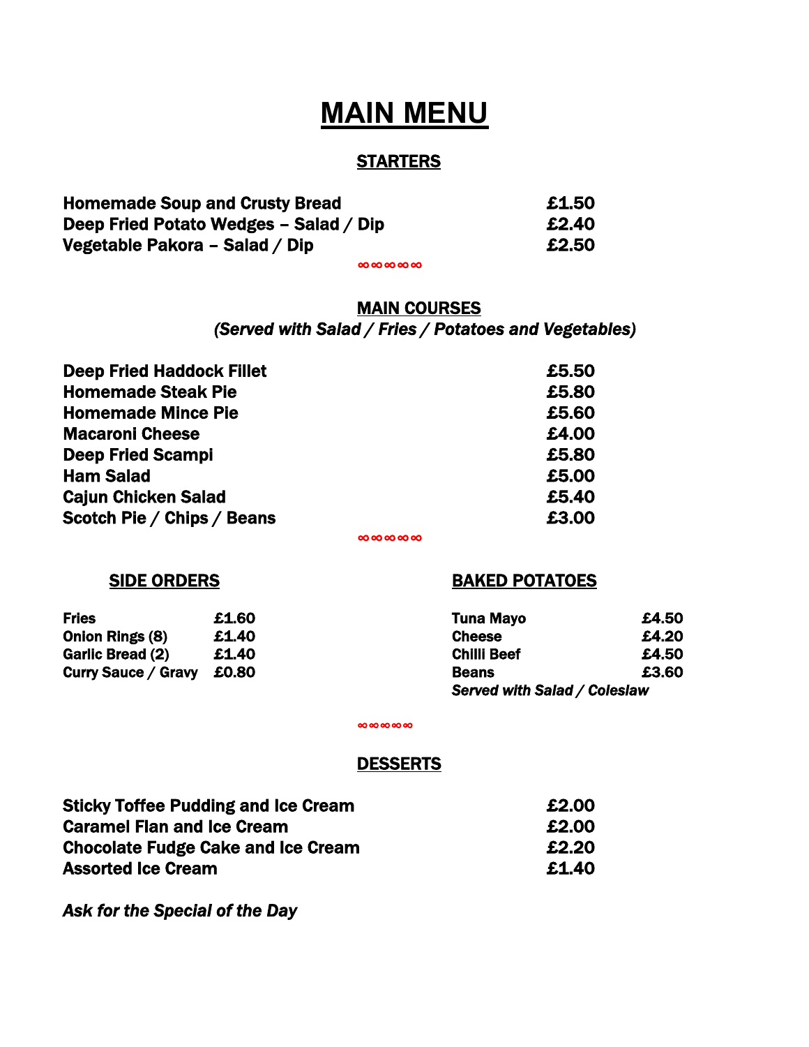# MAIN MENU

## STARTERS

| | |
|---|---|
| **Homemade Soup and Crusty Bread** | **£1.50** |
| **Deep Fried Potato Wedges – Salad / Dip** | **£2.40** |
| **Vegetable Pakora – Salad / Dip** | **£2.50** |

∞∞∞∞∞

## MAIN COURSES

***(Served with Salad / Fries / Potatoes and Vegetables)***

| | |
|---|---|
| **Deep Fried Haddock Fillet** | **£5.50** |
| **Homemade Steak Pie** | **£5.80** |
| **Homemade Mince Pie** | **£5.60** |
| **Macaroni Cheese** | **£4.00** |
| **Deep Fried Scampi** | **£5.80** |
| **Ham Salad** | **£5.00** |
| **Cajun Chicken Salad** | **£5.40** |
| **Scotch Pie / Chips / Beans** | **£3.00** |

∞∞∞∞∞

## SIDE ORDERS

| | |
|---|---|
| **Fries** | **£1.60** |
| **Onion Rings (8)** | **£1.40** |
| **Garlic Bread (2)** | **£1.40** |
| **Curry Sauce / Gravy** | **£0.80** |

## BAKED POTATOES

| | |
|---|---|
| **Tuna Mayo** | **£4.50** |
| **Cheese** | **£4.20** |
| **Chilli Beef** | **£4.50** |
| **Beans** | **£3.60** |

***Served with Salad / Coleslaw***

∞∞∞∞∞

## DESSERTS

| | |
|---|---|
| **Sticky Toffee Pudding and Ice Cream** | **£2.00** |
| **Caramel Flan and Ice Cream** | **£2.00** |
| **Chocolate Fudge Cake and Ice Cream** | **£2.20** |
| **Assorted Ice Cream** | **£1.40** |

***Ask for the Special of the Day***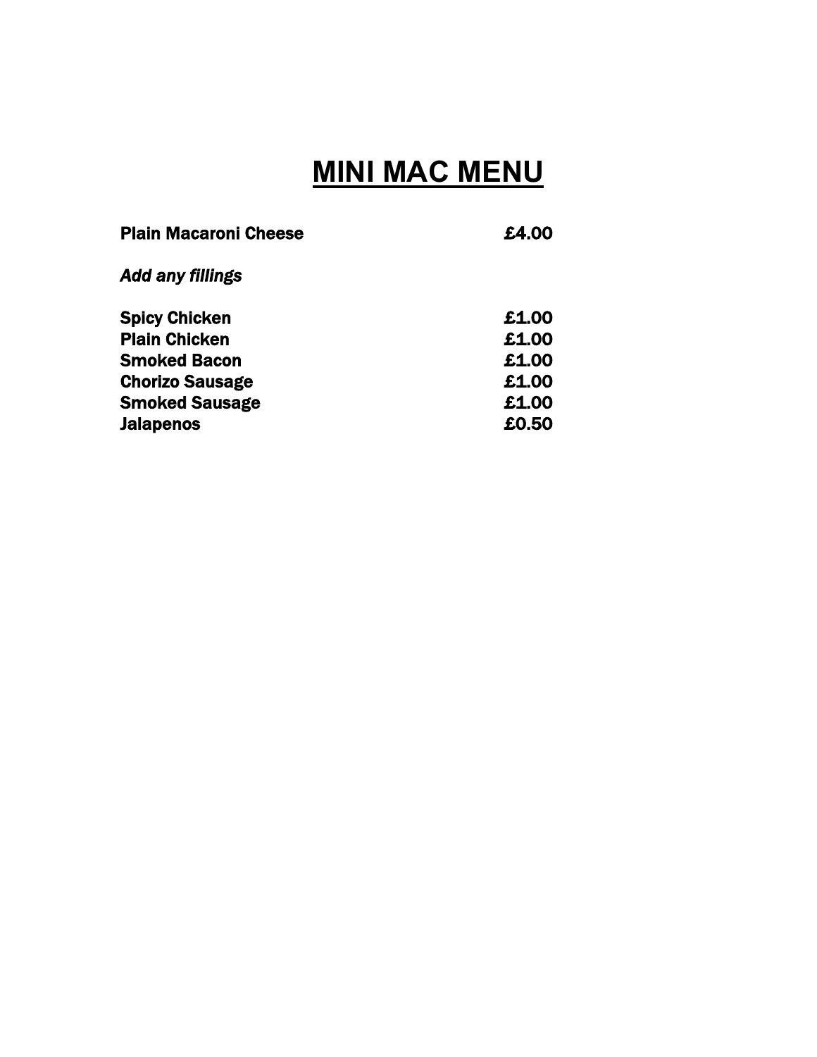# MINI MAC MENU

| | |
|---|---|
| **Plain Macaroni Cheese** | **£4.00** |

***Add any fillings***

| | |
|---|---|
| **Spicy Chicken** | **£1.00** |
| **Plain Chicken** | **£1.00** |
| **Smoked Bacon** | **£1.00** |
| **Chorizo Sausage** | **£1.00** |
| **Smoked Sausage** | **£1.00** |
| **Jalapenos** | **£0.50** |